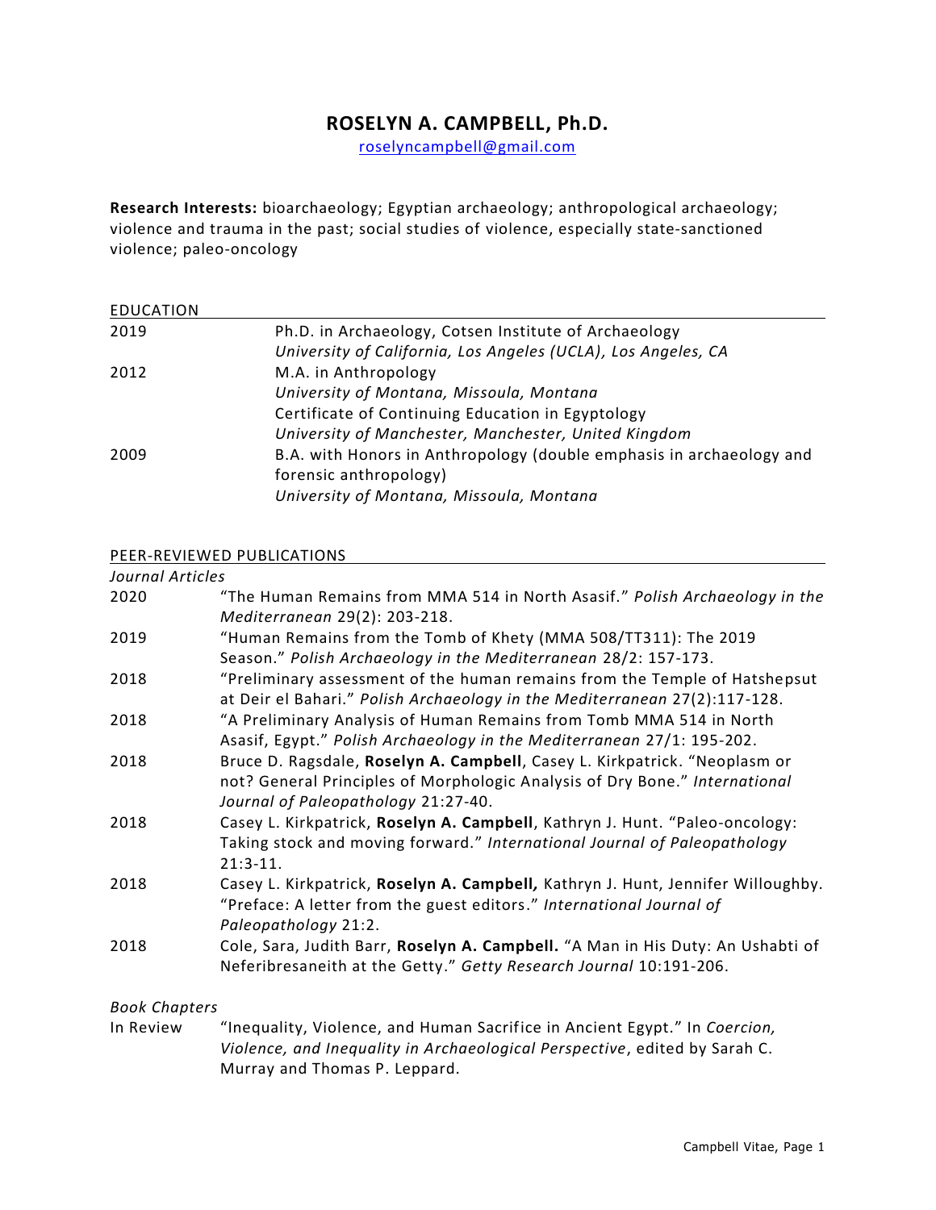# ROSELYN A. CAMPBELL, Ph.D.

roselyncampbell@gmail.com

**Research Interests:** bioarchaeology; Egyptian archaeology; anthropological archaeology; violence and trauma in the past; social studies of violence, especially state-sanctioned violence; paleo-oncology

## EDUCATION

| | |
|---|---|
| 2019 | Ph.D. in Archaeology, Cotsen Institute of Archaeology<br>*University of California, Los Angeles (UCLA), Los Angeles, CA* |
| 2012 | M.A. in Anthropology<br>*University of Montana, Missoula, Montana*<br>Certificate of Continuing Education in Egyptology<br>*University of Manchester, Manchester, United Kingdom* |
| 2009 | B.A. with Honors in Anthropology (double emphasis in archaeology and forensic anthropology)<br>*University of Montana, Missoula, Montana* |

## PEER-REVIEWED PUBLICATIONS

*Journal Articles*

| | |
|---|---|
| 2020 | "The Human Remains from MMA 514 in North Asasif." *Polish Archaeology in the Mediterranean* 29(2): 203-218. |
| 2019 | "Human Remains from the Tomb of Khety (MMA 508/TT311): The 2019 Season." *Polish Archaeology in the Mediterranean* 28/2: 157-173. |
| 2018 | "Preliminary assessment of the human remains from the Temple of Hatshepsut at Deir el Bahari." *Polish Archaeology in the Mediterranean* 27(2):117-128. |
| 2018 | "A Preliminary Analysis of Human Remains from Tomb MMA 514 in North Asasif, Egypt." *Polish Archaeology in the Mediterranean* 27/1: 195-202. |
| 2018 | Bruce D. Ragsdale, **Roselyn A. Campbell**, Casey L. Kirkpatrick. "Neoplasm or not? General Principles of Morphologic Analysis of Dry Bone." *International Journal of Paleopathology* 21:27-40. |
| 2018 | Casey L. Kirkpatrick, **Roselyn A. Campbell**, Kathryn J. Hunt. "Paleo-oncology: Taking stock and moving forward." *International Journal of Paleopathology* 21:3-11. |
| 2018 | Casey L. Kirkpatrick, **Roselyn A. Campbell,** Kathryn J. Hunt, Jennifer Willoughby. "Preface: A letter from the guest editors." *International Journal of Paleopathology* 21:2. |
| 2018 | Cole, Sara, Judith Barr, **Roselyn A. Campbell.** "A Man in His Duty: An Ushabti of Neferibresaneith at the Getty." *Getty Research Journal* 10:191-206. |

*Book Chapters*

| | |
|---|---|
| In Review | "Inequality, Violence, and Human Sacrifice in Ancient Egypt." In *Coercion, Violence, and Inequality in Archaeological Perspective*, edited by Sarah C. Murray and Thomas P. Leppard. |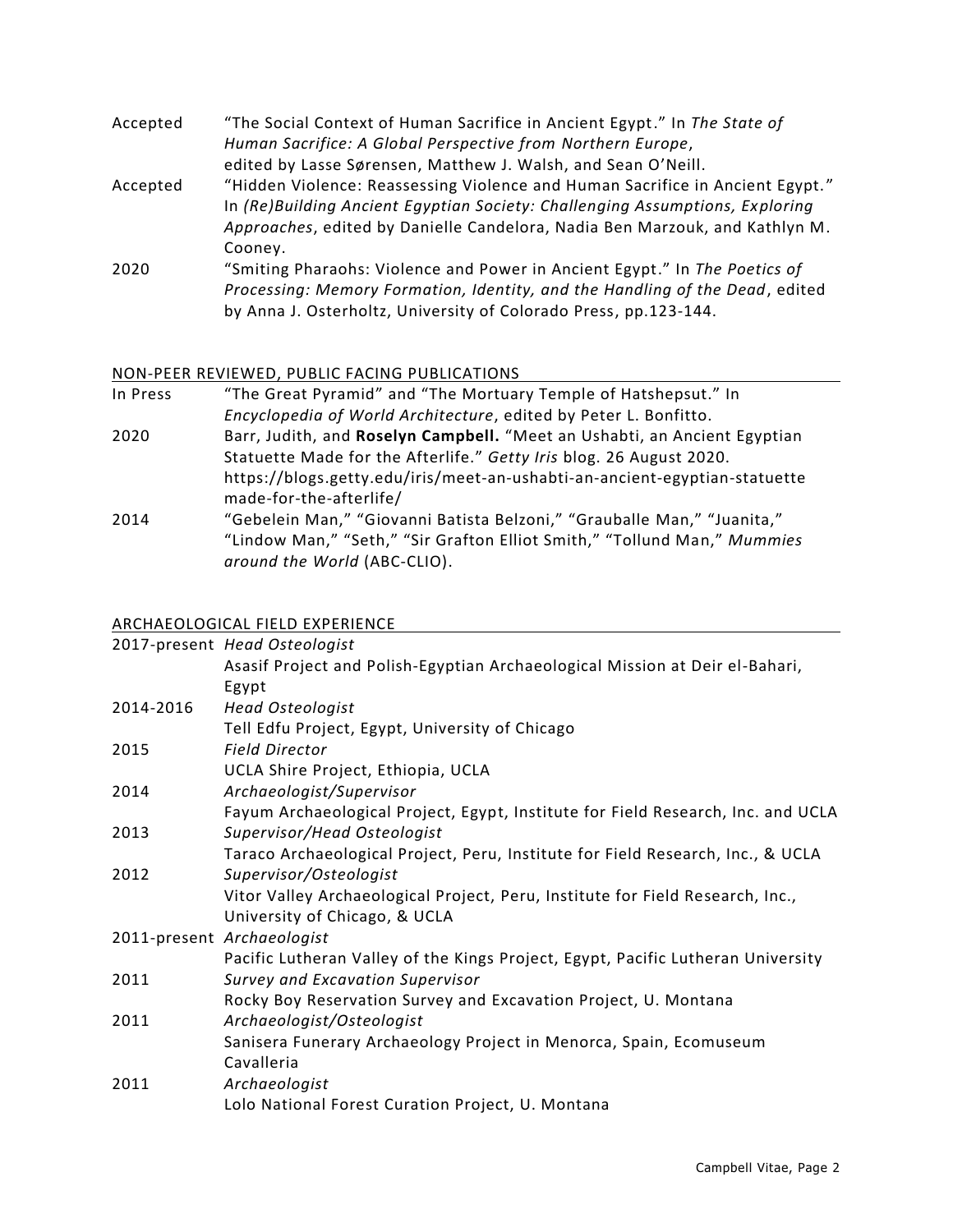Accepted "The Social Context of Human Sacrifice in Ancient Egypt." In *The State of Human Sacrifice: A Global Perspective from Northern Europe*, edited by Lasse Sørensen, Matthew J. Walsh, and Sean O'Neill.

Accepted "Hidden Violence: Reassessing Violence and Human Sacrifice in Ancient Egypt." In *(Re)Building Ancient Egyptian Society: Challenging Assumptions, Exploring Approaches*, edited by Danielle Candelora, Nadia Ben Marzouk, and Kathlyn M. Cooney.

2020 "Smiting Pharaohs: Violence and Power in Ancient Egypt." In *The Poetics of Processing: Memory Formation, Identity, and the Handling of the Dead*, edited by Anna J. Osterholtz, University of Colorado Press, pp.123-144.

## NON-PEER REVIEWED, PUBLIC FACING PUBLICATIONS

In Press "The Great Pyramid" and "The Mortuary Temple of Hatshepsut." In *Encyclopedia of World Architecture*, edited by Peter L. Bonfitto.

2020 Barr, Judith, and **Roselyn Campbell.** "Meet an Ushabti, an Ancient Egyptian Statuette Made for the Afterlife." *Getty Iris* blog. 26 August 2020. https://blogs.getty.edu/iris/meet-an-ushabti-an-ancient-egyptian-statuette made-for-the-afterlife/

2014 "Gebelein Man," "Giovanni Batista Belzoni," "Grauballe Man," "Juanita," "Lindow Man," "Seth," "Sir Grafton Elliot Smith," "Tollund Man," *Mummies around the World* (ABC-CLIO).

## ARCHAEOLOGICAL FIELD EXPERIENCE

2017-present *Head Osteologist*
Asasif Project and Polish-Egyptian Archaeological Mission at Deir el-Bahari, Egypt

2014-2016 *Head Osteologist*
Tell Edfu Project, Egypt, University of Chicago

2015 *Field Director*
UCLA Shire Project, Ethiopia, UCLA

2014 *Archaeologist/Supervisor*
Fayum Archaeological Project, Egypt, Institute for Field Research, Inc. and UCLA

2013 *Supervisor/Head Osteologist*
Taraco Archaeological Project, Peru, Institute for Field Research, Inc., & UCLA

2012 *Supervisor/Osteologist*
Vitor Valley Archaeological Project, Peru, Institute for Field Research, Inc., University of Chicago, & UCLA

2011-present *Archaeologist*
Pacific Lutheran Valley of the Kings Project, Egypt, Pacific Lutheran University

2011 *Survey and Excavation Supervisor*
Rocky Boy Reservation Survey and Excavation Project, U. Montana

2011 *Archaeologist/Osteologist*
Sanisera Funerary Archaeology Project in Menorca, Spain, Ecomuseum Cavalleria

2011 *Archaeologist*
Lolo National Forest Curation Project, U. Montana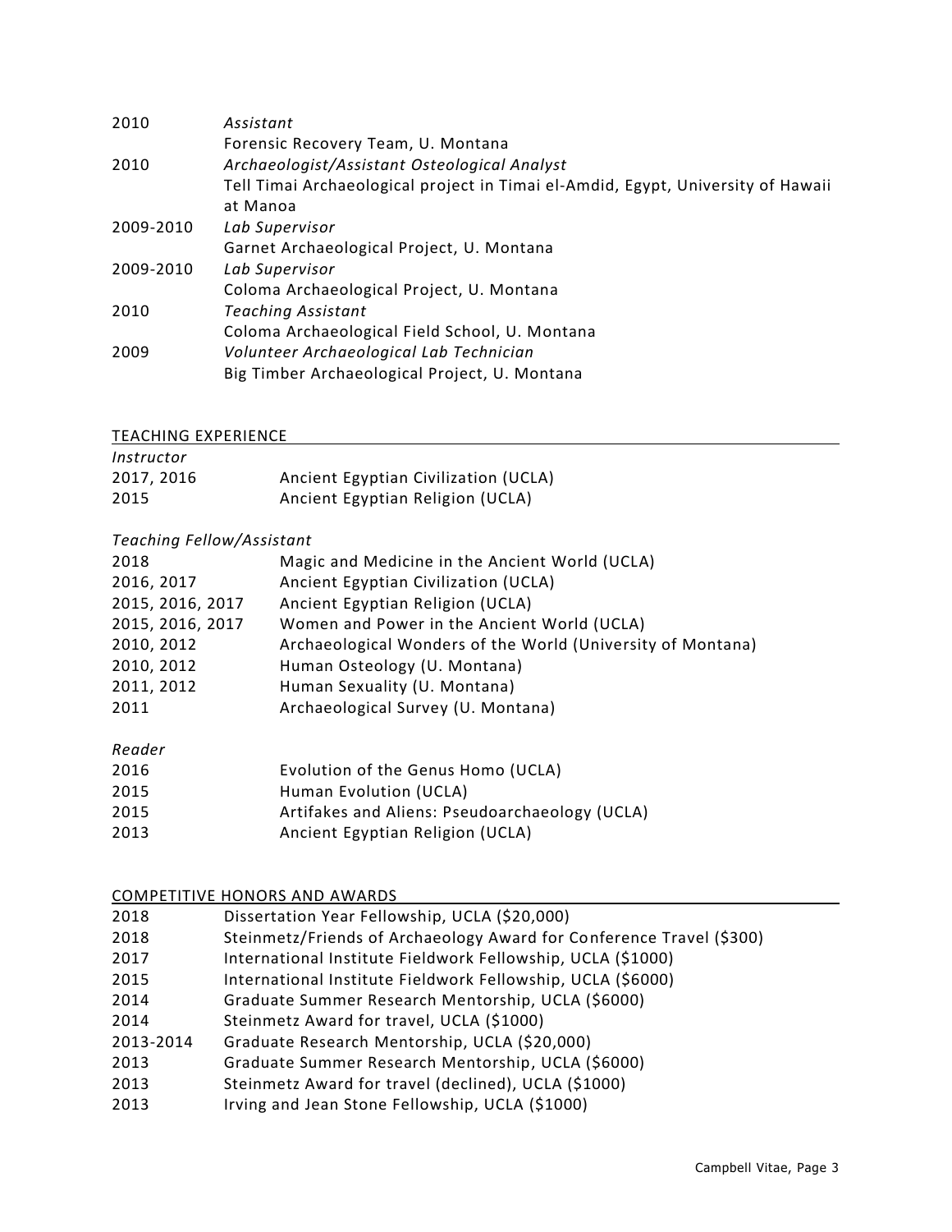2010 *Assistant*
Forensic Recovery Team, U. Montana

2010 *Archaeologist/Assistant Osteological Analyst*
Tell Timai Archaeological project in Timai el-Amdid, Egypt, University of Hawaii at Manoa

2009-2010 *Lab Supervisor*
Garnet Archaeological Project, U. Montana

2009-2010 *Lab Supervisor*
Coloma Archaeological Project, U. Montana

2010 *Teaching Assistant*
Coloma Archaeological Field School, U. Montana

2009 *Volunteer Archaeological Lab Technician*
Big Timber Archaeological Project, U. Montana

## TEACHING EXPERIENCE

*Instructor*

2017, 2016 Ancient Egyptian Civilization (UCLA)
2015 Ancient Egyptian Religion (UCLA)

*Teaching Fellow/Assistant*

2018 Magic and Medicine in the Ancient World (UCLA)
2016, 2017 Ancient Egyptian Civilization (UCLA)
2015, 2016, 2017 Ancient Egyptian Religion (UCLA)
2015, 2016, 2017 Women and Power in the Ancient World (UCLA)
2010, 2012 Archaeological Wonders of the World (University of Montana)
2010, 2012 Human Osteology (U. Montana)
2011, 2012 Human Sexuality (U. Montana)
2011 Archaeological Survey (U. Montana)

*Reader*

2016 Evolution of the Genus Homo (UCLA)
2015 Human Evolution (UCLA)
2015 Artifakes and Aliens: Pseudoarchaeology (UCLA)
2013 Ancient Egyptian Religion (UCLA)

## COMPETITIVE HONORS AND AWARDS

2018 Dissertation Year Fellowship, UCLA ($20,000)
2018 Steinmetz/Friends of Archaeology Award for Conference Travel ($300)
2017 International Institute Fieldwork Fellowship, UCLA ($1000)
2015 International Institute Fieldwork Fellowship, UCLA ($6000)
2014 Graduate Summer Research Mentorship, UCLA ($6000)
2014 Steinmetz Award for travel, UCLA ($1000)
2013-2014 Graduate Research Mentorship, UCLA ($20,000)
2013 Graduate Summer Research Mentorship, UCLA ($6000)
2013 Steinmetz Award for travel (declined), UCLA ($1000)
2013 Irving and Jean Stone Fellowship, UCLA ($1000)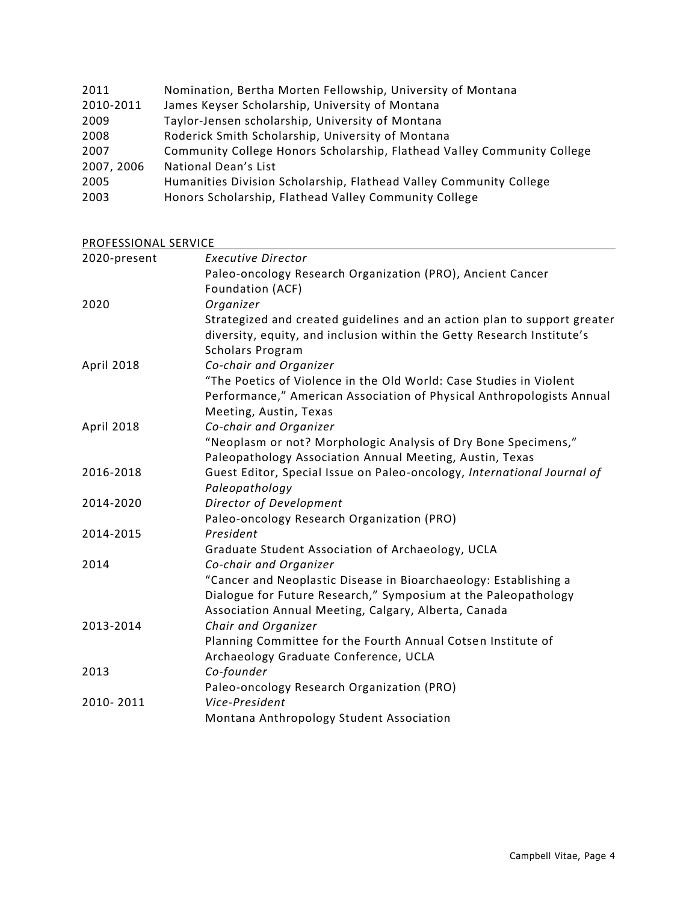| | |
|---|---|
| 2011 | Nomination, Bertha Morten Fellowship, University of Montana |
| 2010-2011 | James Keyser Scholarship, University of Montana |
| 2009 | Taylor-Jensen scholarship, University of Montana |
| 2008 | Roderick Smith Scholarship, University of Montana |
| 2007 | Community College Honors Scholarship, Flathead Valley Community College |
| 2007, 2006 | National Dean's List |
| 2005 | Humanities Division Scholarship, Flathead Valley Community College |
| 2003 | Honors Scholarship, Flathead Valley Community College |

## PROFESSIONAL SERVICE

| | |
|---|---|
| 2020-present | *Executive Director*<br>Paleo-oncology Research Organization (PRO), Ancient Cancer Foundation (ACF) |
| 2020 | *Organizer*<br>Strategized and created guidelines and an action plan to support greater diversity, equity, and inclusion within the Getty Research Institute's Scholars Program |
| April 2018 | *Co-chair and Organizer*<br>"The Poetics of Violence in the Old World: Case Studies in Violent Performance," American Association of Physical Anthropologists Annual Meeting, Austin, Texas |
| April 2018 | *Co-chair and Organizer*<br>"Neoplasm or not? Morphologic Analysis of Dry Bone Specimens," Paleopathology Association Annual Meeting, Austin, Texas |
| 2016-2018 | Guest Editor, Special Issue on Paleo-oncology, *International Journal of Paleopathology* |
| 2014-2020 | *Director of Development*<br>Paleo-oncology Research Organization (PRO) |
| 2014-2015 | *President*<br>Graduate Student Association of Archaeology, UCLA |
| 2014 | *Co-chair and Organizer*<br>"Cancer and Neoplastic Disease in Bioarchaeology: Establishing a Dialogue for Future Research," Symposium at the Paleopathology Association Annual Meeting, Calgary, Alberta, Canada |
| 2013-2014 | *Chair and Organizer*<br>Planning Committee for the Fourth Annual Cotsen Institute of Archaeology Graduate Conference, UCLA |
| 2013 | *Co-founder*<br>Paleo-oncology Research Organization (PRO) |
| 2010- 2011 | *Vice-President*<br>Montana Anthropology Student Association |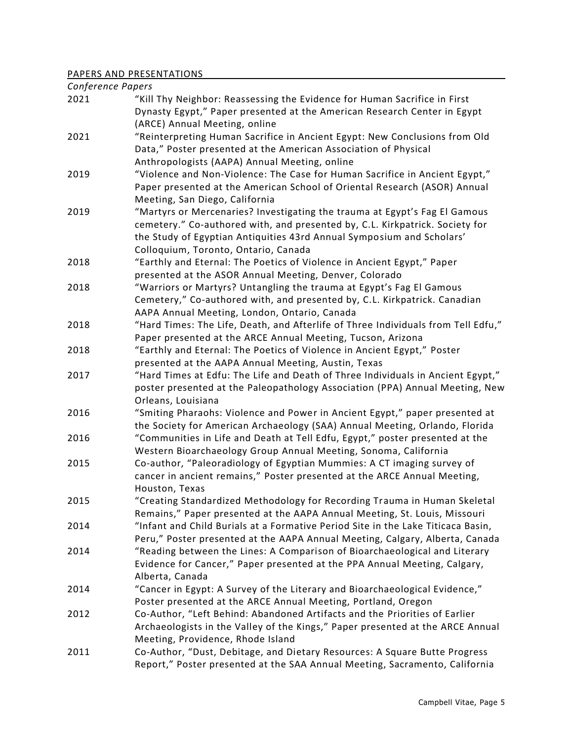## PAPERS AND PRESENTATIONS

*Conference Papers*

2021 "Kill Thy Neighbor: Reassessing the Evidence for Human Sacrifice in First Dynasty Egypt," Paper presented at the American Research Center in Egypt (ARCE) Annual Meeting, online

2021 "Reinterpreting Human Sacrifice in Ancient Egypt: New Conclusions from Old Data," Poster presented at the American Association of Physical Anthropologists (AAPA) Annual Meeting, online

2019 "Violence and Non-Violence: The Case for Human Sacrifice in Ancient Egypt," Paper presented at the American School of Oriental Research (ASOR) Annual Meeting, San Diego, California

2019 "Martyrs or Mercenaries? Investigating the trauma at Egypt's Fag El Gamous cemetery." Co-authored with, and presented by, C.L. Kirkpatrick. Society for the Study of Egyptian Antiquities 43rd Annual Symposium and Scholars' Colloquium, Toronto, Ontario, Canada

2018 "Earthly and Eternal: The Poetics of Violence in Ancient Egypt," Paper presented at the ASOR Annual Meeting, Denver, Colorado

2018 "Warriors or Martyrs? Untangling the trauma at Egypt's Fag El Gamous Cemetery," Co-authored with, and presented by, C.L. Kirkpatrick. Canadian AAPA Annual Meeting, London, Ontario, Canada

2018 "Hard Times: The Life, Death, and Afterlife of Three Individuals from Tell Edfu," Paper presented at the ARCE Annual Meeting, Tucson, Arizona

2018 "Earthly and Eternal: The Poetics of Violence in Ancient Egypt," Poster presented at the AAPA Annual Meeting, Austin, Texas

2017 "Hard Times at Edfu: The Life and Death of Three Individuals in Ancient Egypt," poster presented at the Paleopathology Association (PPA) Annual Meeting, New Orleans, Louisiana

2016 "Smiting Pharaohs: Violence and Power in Ancient Egypt," paper presented at the Society for American Archaeology (SAA) Annual Meeting, Orlando, Florida

2016 "Communities in Life and Death at Tell Edfu, Egypt," poster presented at the Western Bioarchaeology Group Annual Meeting, Sonoma, California

2015 Co-author, "Paleoradiology of Egyptian Mummies: A CT imaging survey of cancer in ancient remains," Poster presented at the ARCE Annual Meeting, Houston, Texas

2015 "Creating Standardized Methodology for Recording Trauma in Human Skeletal Remains," Paper presented at the AAPA Annual Meeting, St. Louis, Missouri

2014 "Infant and Child Burials at a Formative Period Site in the Lake Titicaca Basin, Peru," Poster presented at the AAPA Annual Meeting, Calgary, Alberta, Canada

2014 "Reading between the Lines: A Comparison of Bioarchaeological and Literary Evidence for Cancer," Paper presented at the PPA Annual Meeting, Calgary, Alberta, Canada

2014 "Cancer in Egypt: A Survey of the Literary and Bioarchaeological Evidence," Poster presented at the ARCE Annual Meeting, Portland, Oregon

2012 Co-Author, "Left Behind: Abandoned Artifacts and the Priorities of Earlier Archaeologists in the Valley of the Kings," Paper presented at the ARCE Annual Meeting, Providence, Rhode Island

2011 Co-Author, "Dust, Debitage, and Dietary Resources: A Square Butte Progress Report," Poster presented at the SAA Annual Meeting, Sacramento, California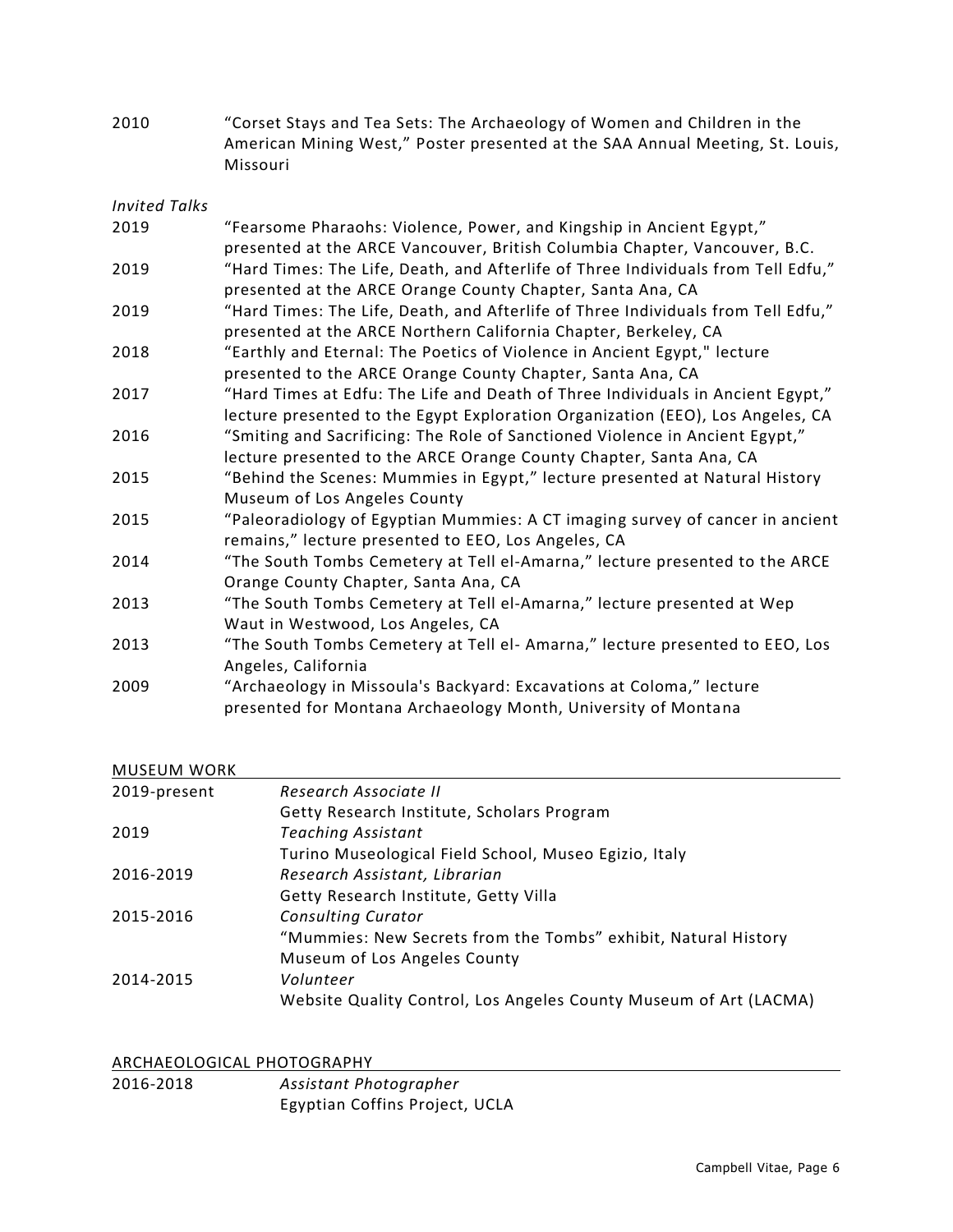2010 “Corset Stays and Tea Sets: The Archaeology of Women and Children in the American Mining West,” Poster presented at the SAA Annual Meeting, St. Louis, Missouri

*Invited Talks*

2019 “Fearsome Pharaohs: Violence, Power, and Kingship in Ancient Egypt,” presented at the ARCE Vancouver, British Columbia Chapter, Vancouver, B.C.

2019 “Hard Times: The Life, Death, and Afterlife of Three Individuals from Tell Edfu,” presented at the ARCE Orange County Chapter, Santa Ana, CA

2019 “Hard Times: The Life, Death, and Afterlife of Three Individuals from Tell Edfu,” presented at the ARCE Northern California Chapter, Berkeley, CA

2018 “Earthly and Eternal: The Poetics of Violence in Ancient Egypt," lecture presented to the ARCE Orange County Chapter, Santa Ana, CA

2017 “Hard Times at Edfu: The Life and Death of Three Individuals in Ancient Egypt,” lecture presented to the Egypt Exploration Organization (EEO), Los Angeles, CA

2016 “Smiting and Sacrificing: The Role of Sanctioned Violence in Ancient Egypt,” lecture presented to the ARCE Orange County Chapter, Santa Ana, CA

2015 “Behind the Scenes: Mummies in Egypt,” lecture presented at Natural History Museum of Los Angeles County

2015 “Paleoradiology of Egyptian Mummies: A CT imaging survey of cancer in ancient remains,” lecture presented to EEO, Los Angeles, CA

2014 “The South Tombs Cemetery at Tell el-Amarna,” lecture presented to the ARCE Orange County Chapter, Santa Ana, CA

2013 “The South Tombs Cemetery at Tell el-Amarna,” lecture presented at Wep Waut in Westwood, Los Angeles, CA

2013 “The South Tombs Cemetery at Tell el- Amarna,” lecture presented to EEO, Los Angeles, California

2009 “Archaeology in Missoula's Backyard: Excavations at Coloma,” lecture presented for Montana Archaeology Month, University of Montana

## MUSEUM WORK

2019-present *Research Associate II*
Getty Research Institute, Scholars Program

2019 *Teaching Assistant*
Turino Museological Field School, Museo Egizio, Italy

2016-2019 *Research Assistant, Librarian*
Getty Research Institute, Getty Villa

2015-2016 *Consulting Curator*
“Mummies: New Secrets from the Tombs” exhibit, Natural History Museum of Los Angeles County

2014-2015 *Volunteer*
Website Quality Control, Los Angeles County Museum of Art (LACMA)

## ARCHAEOLOGICAL PHOTOGRAPHY

2016-2018 *Assistant Photographer*
Egyptian Coffins Project, UCLA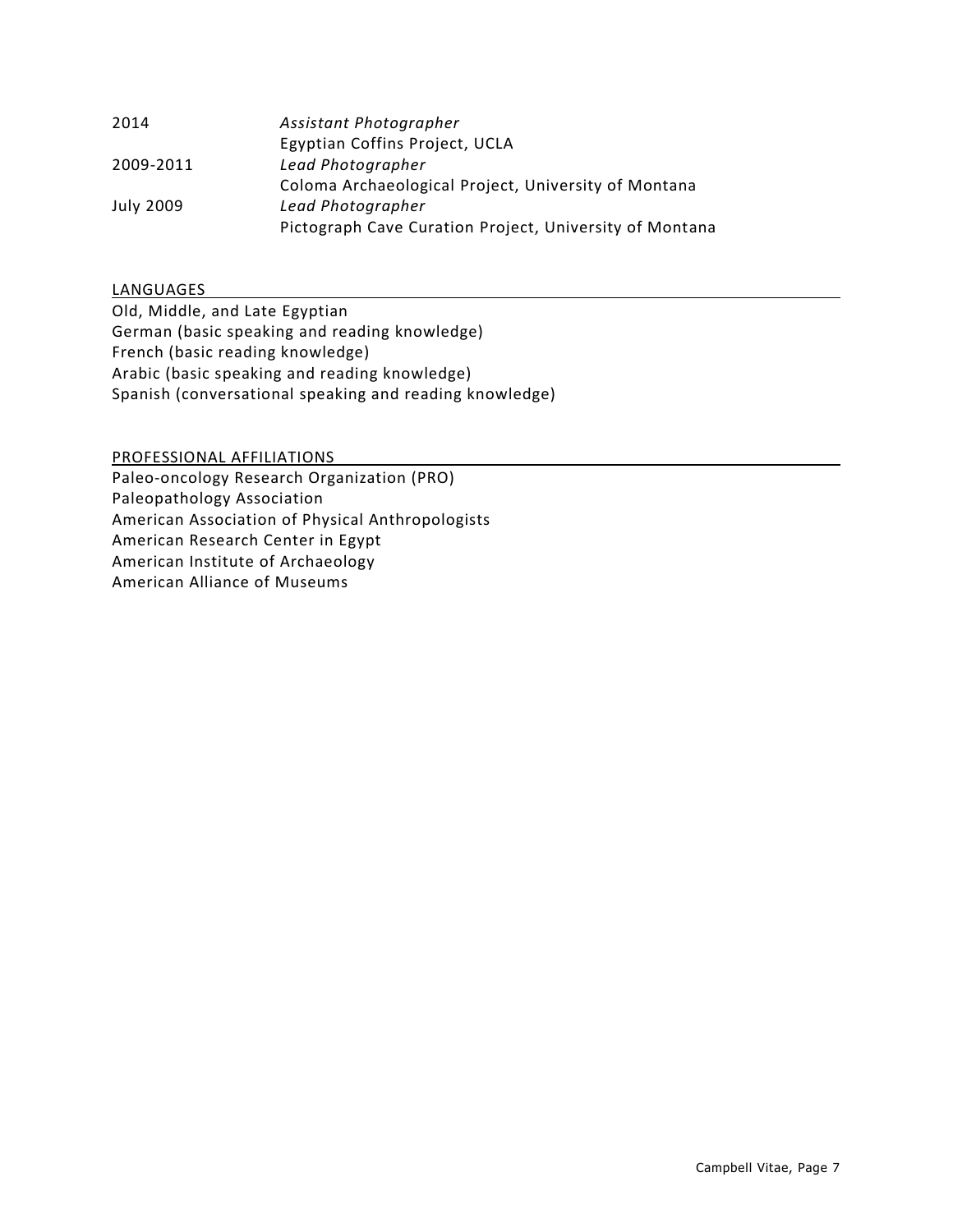| | |
|---|---|
| 2014 | *Assistant Photographer*<br>Egyptian Coffins Project, UCLA |
| 2009-2011 | *Lead Photographer*<br>Coloma Archaeological Project, University of Montana |
| July 2009 | *Lead Photographer*<br>Pictograph Cave Curation Project, University of Montana |

## LANGUAGES

Old, Middle, and Late Egyptian
German (basic speaking and reading knowledge)
French (basic reading knowledge)
Arabic (basic speaking and reading knowledge)
Spanish (conversational speaking and reading knowledge)

## PROFESSIONAL AFFILIATIONS

Paleo-oncology Research Organization (PRO)
Paleopathology Association
American Association of Physical Anthropologists
American Research Center in Egypt
American Institute of Archaeology
American Alliance of Museums